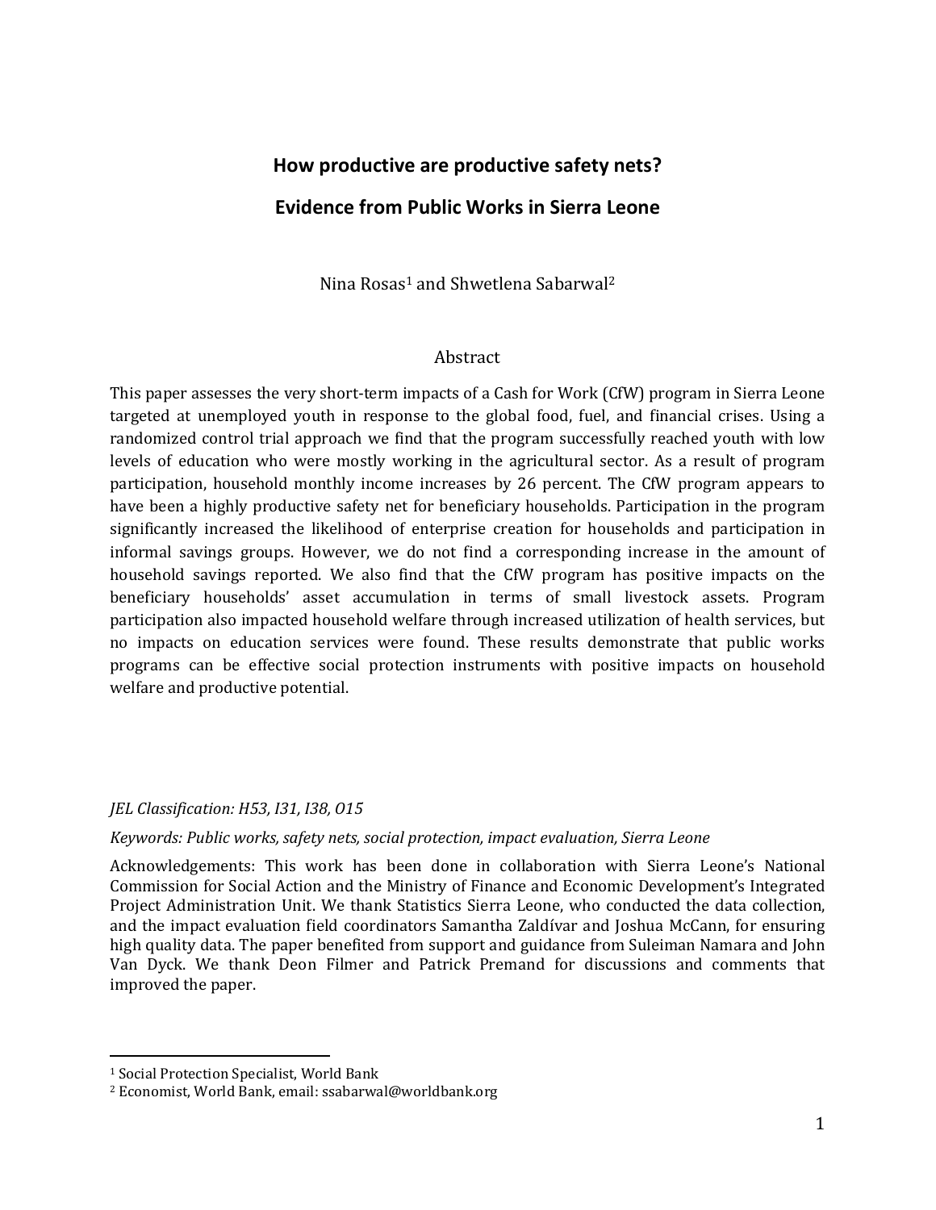# How productive are productive safety nets?

# Evidence from Public Works in Sierra Leone

Nina Rosas[1] and Shwetlena Sabarwal[2]

## Abstract

This paper assesses the very short-term impacts of a Cash for Work (CfW) program in Sierra Leone targeted at unemployed youth in response to the global food, fuel, and financial crises. Using a randomized control trial approach we find that the program successfully reached youth with low levels of education who were mostly working in the agricultural sector. As a result of program participation, household monthly income increases by 26 percent. The CfW program appears to have been a highly productive safety net for beneficiary households. Participation in the program significantly increased the likelihood of enterprise creation for households and participation in informal savings groups. However, we do not find a corresponding increase in the amount of household savings reported. We also find that the CfW program has positive impacts on the beneficiary households' asset accumulation in terms of small livestock assets. Program participation also impacted household welfare through increased utilization of health services, but no impacts on education services were found. These results demonstrate that public works programs can be effective social protection instruments with positive impacts on household welfare and productive potential.

*JEL Classification: H53, I31, I38, O15*

*Keywords: Public works, safety nets, social protection, impact evaluation, Sierra Leone*

Acknowledgements: This work has been done in collaboration with Sierra Leone's National Commission for Social Action and the Ministry of Finance and Economic Development's Integrated Project Administration Unit. We thank Statistics Sierra Leone, who conducted the data collection, and the impact evaluation field coordinators Samantha Zaldívar and Joshua McCann, for ensuring high quality data. The paper benefited from support and guidance from Suleiman Namara and John Van Dyck. We thank Deon Filmer and Patrick Premand for discussions and comments that improved the paper.

---

[1] Social Protection Specialist, World Bank

[2] Economist, World Bank, email: ssabarwal@worldbank.org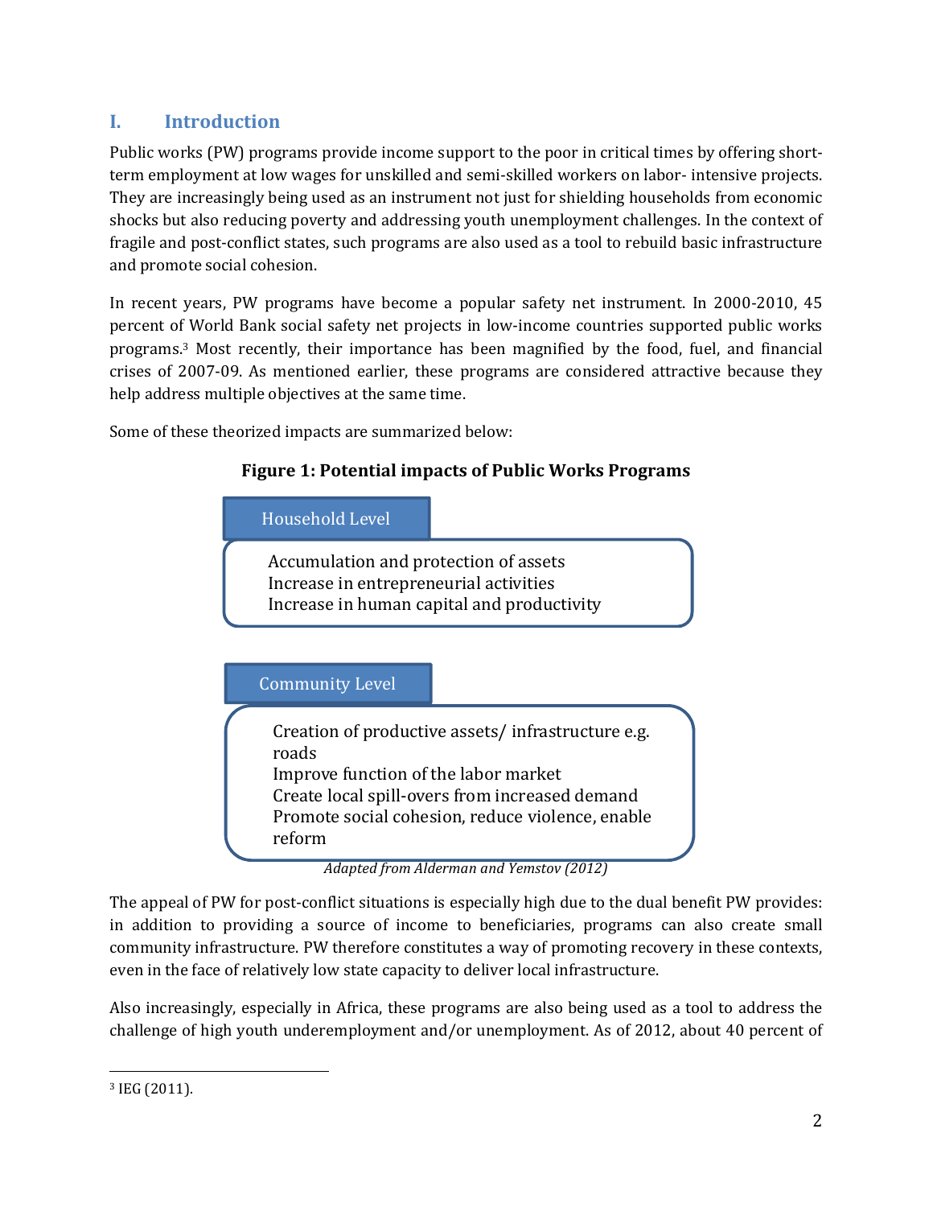## I. Introduction

Public works (PW) programs provide income support to the poor in critical times by offering short-term employment at low wages for unskilled and semi-skilled workers on labor- intensive projects. They are increasingly being used as an instrument not just for shielding households from economic shocks but also reducing poverty and addressing youth unemployment challenges. In the context of fragile and post-conflict states, such programs are also used as a tool to rebuild basic infrastructure and promote social cohesion.

In recent years, PW programs have become a popular safety net instrument. In 2000-2010, 45 percent of World Bank social safety net projects in low-income countries supported public works programs.[3] Most recently, their importance has been magnified by the food, fuel, and financial crises of 2007-09. As mentioned earlier, these programs are considered attractive because they help address multiple objectives at the same time.

Some of these theorized impacts are summarized below:

**Figure 1: Potential impacts of Public Works Programs**

**Household Level**

- Accumulation and protection of assets
- Increase in entrepreneurial activities
- Increase in human capital and productivity

**Community Level**

- Creation of productive assets/ infrastructure e.g. roads
- Improve function of the labor market
- Create local spill-overs from increased demand
- Promote social cohesion, reduce violence, enable reform

*Adapted from Alderman and Yemstov (2012)*

The appeal of PW for post-conflict situations is especially high due to the dual benefit PW provides: in addition to providing a source of income to beneficiaries, programs can also create small community infrastructure. PW therefore constitutes a way of promoting recovery in these contexts, even in the face of relatively low state capacity to deliver local infrastructure.

Also increasingly, especially in Africa, these programs are also being used as a tool to address the challenge of high youth underemployment and/or unemployment. As of 2012, about 40 percent of

[3] IEG (2011).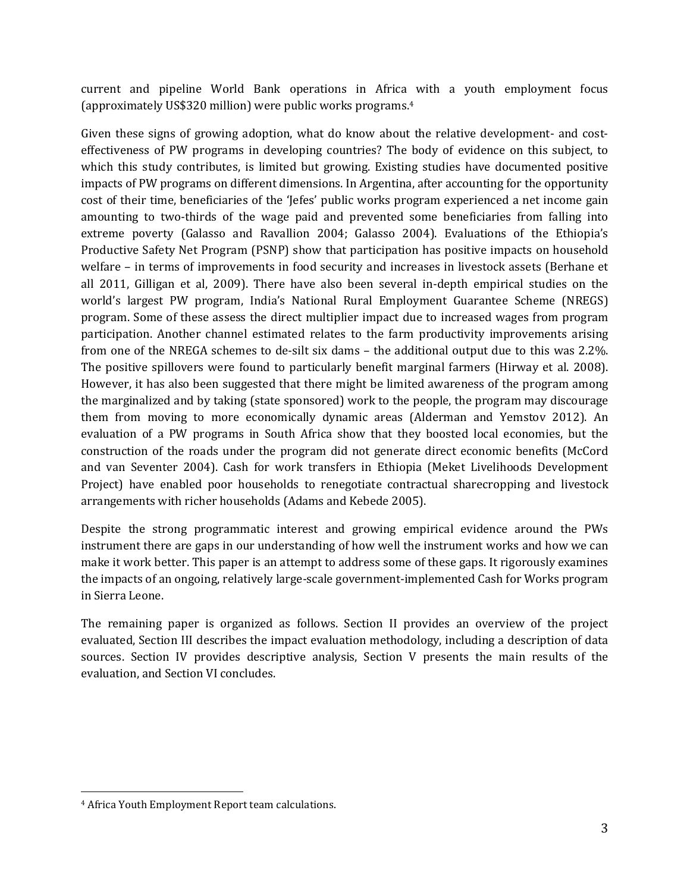current and pipeline World Bank operations in Africa with a youth employment focus (approximately US$320 million) were public works programs.[4]

Given these signs of growing adoption, what do know about the relative development- and cost-effectiveness of PW programs in developing countries? The body of evidence on this subject, to which this study contributes, is limited but growing. Existing studies have documented positive impacts of PW programs on different dimensions. In Argentina, after accounting for the opportunity cost of their time, beneficiaries of the 'Jefes' public works program experienced a net income gain amounting to two-thirds of the wage paid and prevented some beneficiaries from falling into extreme poverty (Galasso and Ravallion 2004; Galasso 2004). Evaluations of the Ethiopia's Productive Safety Net Program (PSNP) show that participation has positive impacts on household welfare – in terms of improvements in food security and increases in livestock assets (Berhane et all 2011, Gilligan et al, 2009). There have also been several in-depth empirical studies on the world's largest PW program, India's National Rural Employment Guarantee Scheme (NREGS) program. Some of these assess the direct multiplier impact due to increased wages from program participation. Another channel estimated relates to the farm productivity improvements arising from one of the NREGA schemes to de-silt six dams – the additional output due to this was 2.2%. The positive spillovers were found to particularly benefit marginal farmers (Hirway et al. 2008). However, it has also been suggested that there might be limited awareness of the program among the marginalized and by taking (state sponsored) work to the people, the program may discourage them from moving to more economically dynamic areas (Alderman and Yemstov 2012). An evaluation of a PW programs in South Africa show that they boosted local economies, but the construction of the roads under the program did not generate direct economic benefits (McCord and van Seventer 2004). Cash for work transfers in Ethiopia (Meket Livelihoods Development Project) have enabled poor households to renegotiate contractual sharecropping and livestock arrangements with richer households (Adams and Kebede 2005).

Despite the strong programmatic interest and growing empirical evidence around the PWs instrument there are gaps in our understanding of how well the instrument works and how we can make it work better. This paper is an attempt to address some of these gaps. It rigorously examines the impacts of an ongoing, relatively large-scale government-implemented Cash for Works program in Sierra Leone.

The remaining paper is organized as follows. Section II provides an overview of the project evaluated, Section III describes the impact evaluation methodology, including a description of data sources. Section IV provides descriptive analysis, Section V presents the main results of the evaluation, and Section VI concludes.

[4] Africa Youth Employment Report team calculations.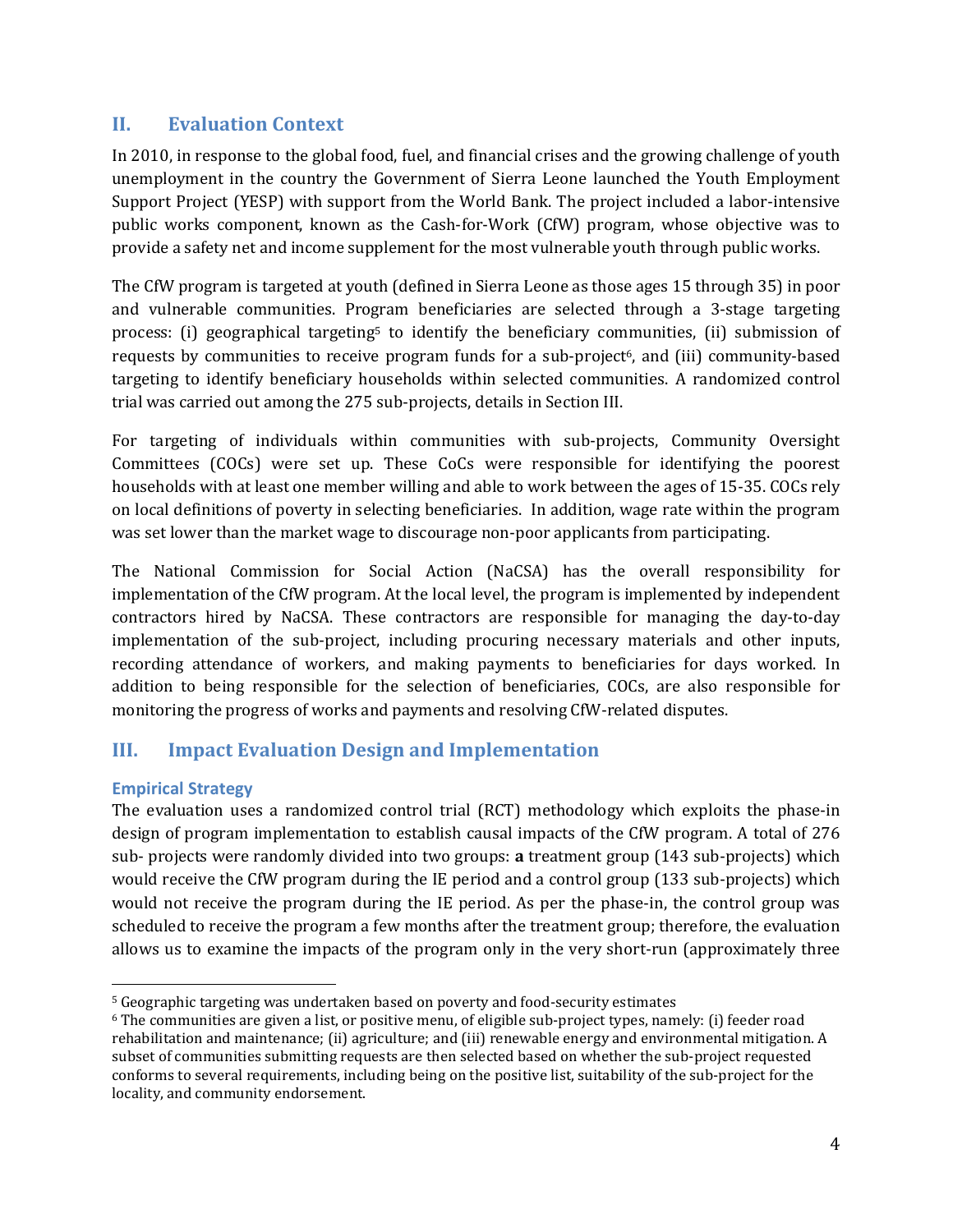## II. Evaluation Context

In 2010, in response to the global food, fuel, and financial crises and the growing challenge of youth unemployment in the country the Government of Sierra Leone launched the Youth Employment Support Project (YESP) with support from the World Bank. The project included a labor-intensive public works component, known as the Cash-for-Work (CfW) program, whose objective was to provide a safety net and income supplement for the most vulnerable youth through public works.

The CfW program is targeted at youth (defined in Sierra Leone as those ages 15 through 35) in poor and vulnerable communities. Program beneficiaries are selected through a 3-stage targeting process: (i) geographical targeting[5] to identify the beneficiary communities, (ii) submission of requests by communities to receive program funds for a sub-project[6], and (iii) community-based targeting to identify beneficiary households within selected communities. A randomized control trial was carried out among the 275 sub-projects, details in Section III.

For targeting of individuals within communities with sub-projects, Community Oversight Committees (COCs) were set up. These CoCs were responsible for identifying the poorest households with at least one member willing and able to work between the ages of 15-35. COCs rely on local definitions of poverty in selecting beneficiaries. In addition, wage rate within the program was set lower than the market wage to discourage non-poor applicants from participating.

The National Commission for Social Action (NaCSA) has the overall responsibility for implementation of the CfW program. At the local level, the program is implemented by independent contractors hired by NaCSA. These contractors are responsible for managing the day-to-day implementation of the sub-project, including procuring necessary materials and other inputs, recording attendance of workers, and making payments to beneficiaries for days worked. In addition to being responsible for the selection of beneficiaries, COCs, are also responsible for monitoring the progress of works and payments and resolving CfW-related disputes.

## III. Impact Evaluation Design and Implementation

### Empirical Strategy

The evaluation uses a randomized control trial (RCT) methodology which exploits the phase-in design of program implementation to establish causal impacts of the CfW program. A total of 276 sub- projects were randomly divided into two groups: **a** treatment group (143 sub-projects) which would receive the CfW program during the IE period and a control group (133 sub-projects) which would not receive the program during the IE period. As per the phase-in, the control group was scheduled to receive the program a few months after the treatment group; therefore, the evaluation allows us to examine the impacts of the program only in the very short-run (approximately three

---

[5] Geographic targeting was undertaken based on poverty and food-security estimates

[6] The communities are given a list, or positive menu, of eligible sub-project types, namely: (i) feeder road rehabilitation and maintenance; (ii) agriculture; and (iii) renewable energy and environmental mitigation. A subset of communities submitting requests are then selected based on whether the sub-project requested conforms to several requirements, including being on the positive list, suitability of the sub-project for the locality, and community endorsement.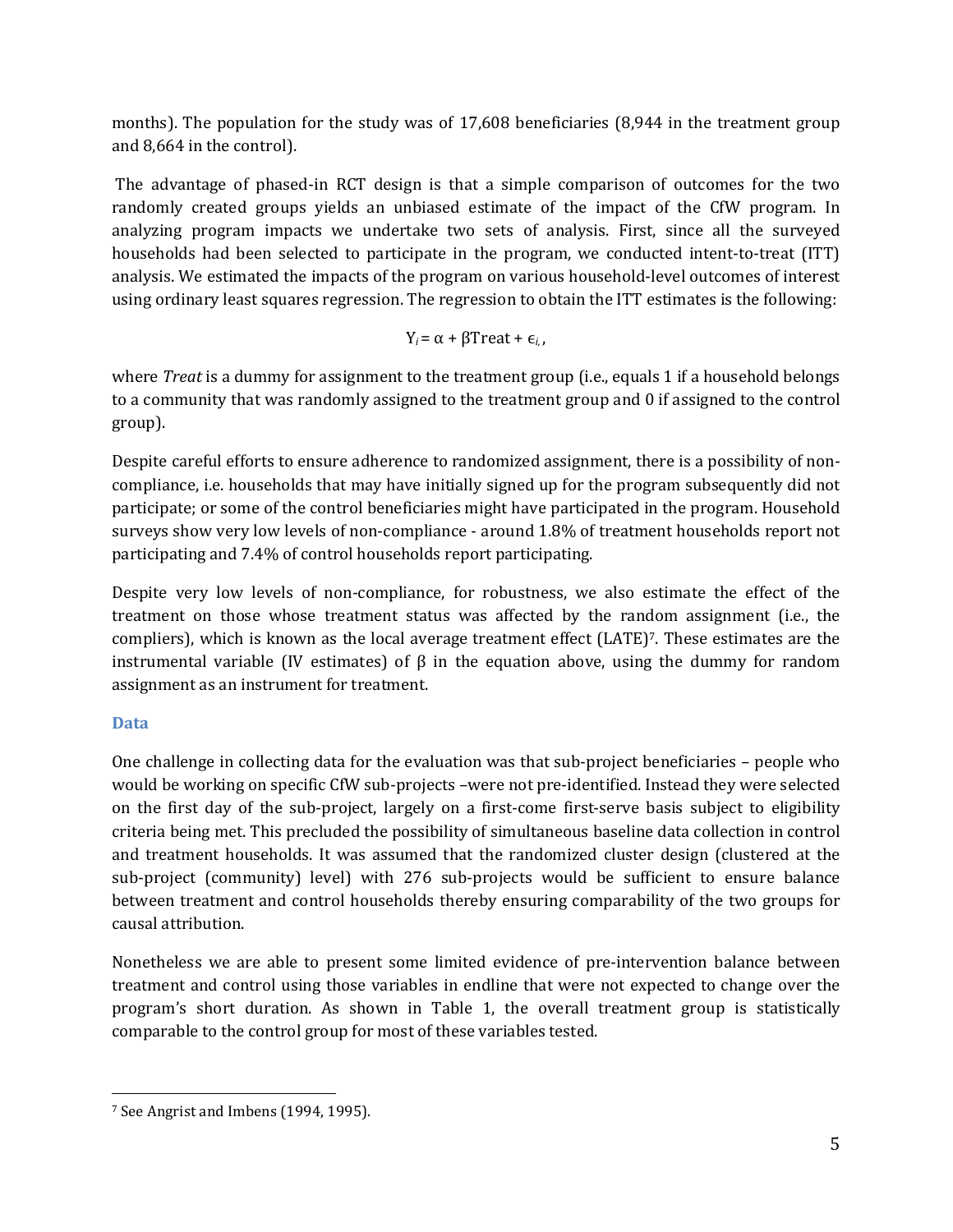months). The population for the study was of 17,608 beneficiaries (8,944 in the treatment group and 8,664 in the control).

The advantage of phased-in RCT design is that a simple comparison of outcomes for the two randomly created groups yields an unbiased estimate of the impact of the CfW program. In analyzing program impacts we undertake two sets of analysis. First, since all the surveyed households had been selected to participate in the program, we conducted intent-to-treat (ITT) analysis. We estimated the impacts of the program on various household-level outcomes of interest using ordinary least squares regression. The regression to obtain the ITT estimates is the following:

$$Y_i = \alpha + \beta \text{Treat} + \epsilon_i,$$

where *Treat* is a dummy for assignment to the treatment group (i.e., equals 1 if a household belongs to a community that was randomly assigned to the treatment group and 0 if assigned to the control group).

Despite careful efforts to ensure adherence to randomized assignment, there is a possibility of non-compliance, i.e. households that may have initially signed up for the program subsequently did not participate; or some of the control beneficiaries might have participated in the program. Household surveys show very low levels of non-compliance - around 1.8% of treatment households report not participating and 7.4% of control households report participating.

Despite very low levels of non-compliance, for robustness, we also estimate the effect of the treatment on those whose treatment status was affected by the random assignment (i.e., the compliers), which is known as the local average treatment effect (LATE)[7]. These estimates are the instrumental variable (IV estimates) of β in the equation above, using the dummy for random assignment as an instrument for treatment.

### Data

One challenge in collecting data for the evaluation was that sub-project beneficiaries – people who would be working on specific CfW sub-projects –were not pre-identified. Instead they were selected on the first day of the sub-project, largely on a first-come first-serve basis subject to eligibility criteria being met. This precluded the possibility of simultaneous baseline data collection in control and treatment households. It was assumed that the randomized cluster design (clustered at the sub-project (community) level) with 276 sub-projects would be sufficient to ensure balance between treatment and control households thereby ensuring comparability of the two groups for causal attribution.

Nonetheless we are able to present some limited evidence of pre-intervention balance between treatment and control using those variables in endline that were not expected to change over the program's short duration. As shown in Table 1, the overall treatment group is statistically comparable to the control group for most of these variables tested.

---

[7] See Angrist and Imbens (1994, 1995).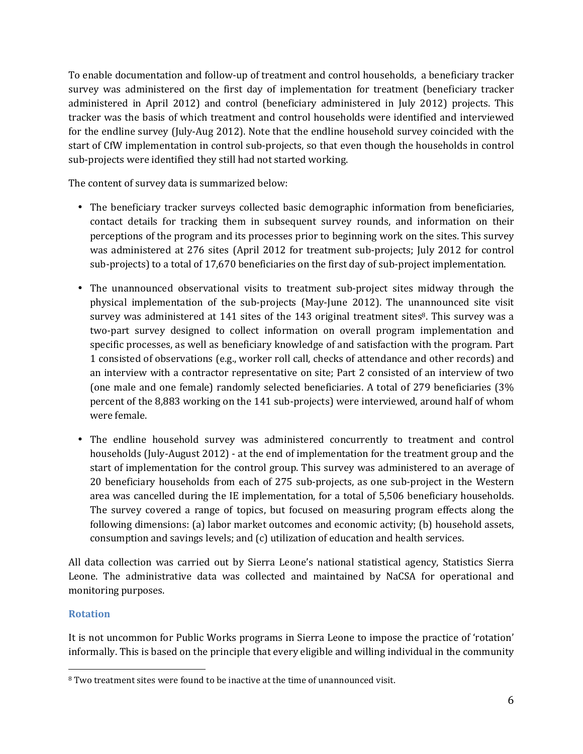To enable documentation and follow-up of treatment and control households, a beneficiary tracker survey was administered on the first day of implementation for treatment (beneficiary tracker administered in April 2012) and control (beneficiary administered in July 2012) projects. This tracker was the basis of which treatment and control households were identified and interviewed for the endline survey (July-Aug 2012). Note that the endline household survey coincided with the start of CfW implementation in control sub-projects, so that even though the households in control sub-projects were identified they still had not started working.

The content of survey data is summarized below:

- The beneficiary tracker surveys collected basic demographic information from beneficiaries, contact details for tracking them in subsequent survey rounds, and information on their perceptions of the program and its processes prior to beginning work on the sites. This survey was administered at 276 sites (April 2012 for treatment sub-projects; July 2012 for control sub-projects) to a total of 17,670 beneficiaries on the first day of sub-project implementation.
- The unannounced observational visits to treatment sub-project sites midway through the physical implementation of the sub-projects (May-June 2012). The unannounced site visit survey was administered at 141 sites of the 143 original treatment sites[8]. This survey was a two-part survey designed to collect information on overall program implementation and specific processes, as well as beneficiary knowledge of and satisfaction with the program. Part 1 consisted of observations (e.g., worker roll call, checks of attendance and other records) and an interview with a contractor representative on site; Part 2 consisted of an interview of two (one male and one female) randomly selected beneficiaries. A total of 279 beneficiaries (3% percent of the 8,883 working on the 141 sub-projects) were interviewed, around half of whom were female.
- The endline household survey was administered concurrently to treatment and control households (July-August 2012) - at the end of implementation for the treatment group and the start of implementation for the control group. This survey was administered to an average of 20 beneficiary households from each of 275 sub-projects, as one sub-project in the Western area was cancelled during the IE implementation, for a total of 5,506 beneficiary households. The survey covered a range of topics, but focused on measuring program effects along the following dimensions: (a) labor market outcomes and economic activity; (b) household assets, consumption and savings levels; and (c) utilization of education and health services.

All data collection was carried out by Sierra Leone's national statistical agency, Statistics Sierra Leone. The administrative data was collected and maintained by NaCSA for operational and monitoring purposes.

### Rotation

It is not uncommon for Public Works programs in Sierra Leone to impose the practice of 'rotation' informally. This is based on the principle that every eligible and willing individual in the community

[8] Two treatment sites were found to be inactive at the time of unannounced visit.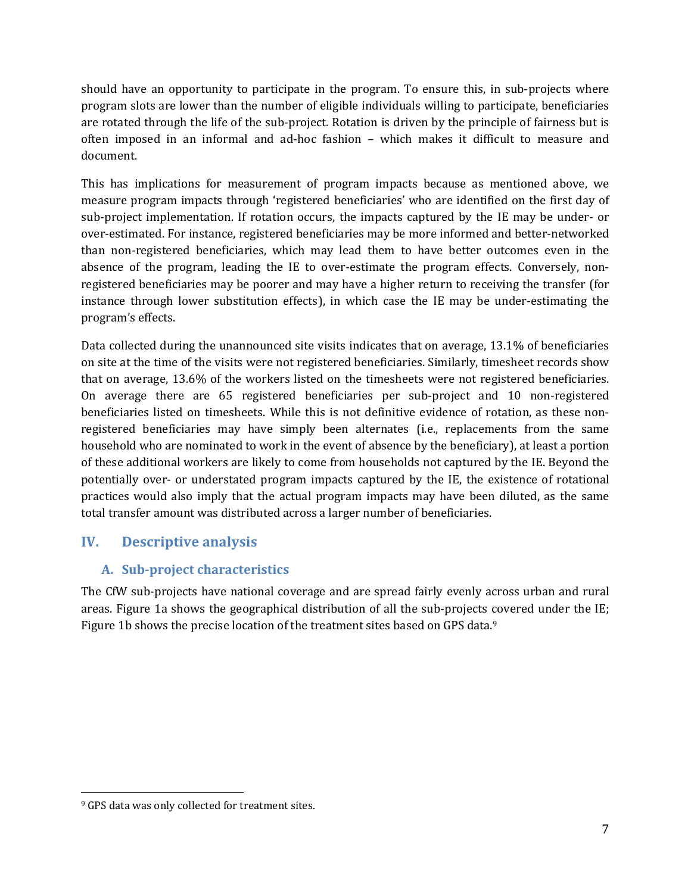should have an opportunity to participate in the program. To ensure this, in sub-projects where program slots are lower than the number of eligible individuals willing to participate, beneficiaries are rotated through the life of the sub-project. Rotation is driven by the principle of fairness but is often imposed in an informal and ad-hoc fashion – which makes it difficult to measure and document.

This has implications for measurement of program impacts because as mentioned above, we measure program impacts through 'registered beneficiaries' who are identified on the first day of sub-project implementation. If rotation occurs, the impacts captured by the IE may be under- or over-estimated. For instance, registered beneficiaries may be more informed and better-networked than non-registered beneficiaries, which may lead them to have better outcomes even in the absence of the program, leading the IE to over-estimate the program effects. Conversely, non-registered beneficiaries may be poorer and may have a higher return to receiving the transfer (for instance through lower substitution effects), in which case the IE may be under-estimating the program's effects.

Data collected during the unannounced site visits indicates that on average, 13.1% of beneficiaries on site at the time of the visits were not registered beneficiaries. Similarly, timesheet records show that on average, 13.6% of the workers listed on the timesheets were not registered beneficiaries. On average there are 65 registered beneficiaries per sub-project and 10 non-registered beneficiaries listed on timesheets. While this is not definitive evidence of rotation, as these non-registered beneficiaries may have simply been alternates (i.e., replacements from the same household who are nominated to work in the event of absence by the beneficiary), at least a portion of these additional workers are likely to come from households not captured by the IE. Beyond the potentially over- or understated program impacts captured by the IE, the existence of rotational practices would also imply that the actual program impacts may have been diluted, as the same total transfer amount was distributed across a larger number of beneficiaries.

## IV. Descriptive analysis

### A. Sub-project characteristics

The CfW sub-projects have national coverage and are spread fairly evenly across urban and rural areas. Figure 1a shows the geographical distribution of all the sub-projects covered under the IE; Figure 1b shows the precise location of the treatment sites based on GPS data.[9]

[9] GPS data was only collected for treatment sites.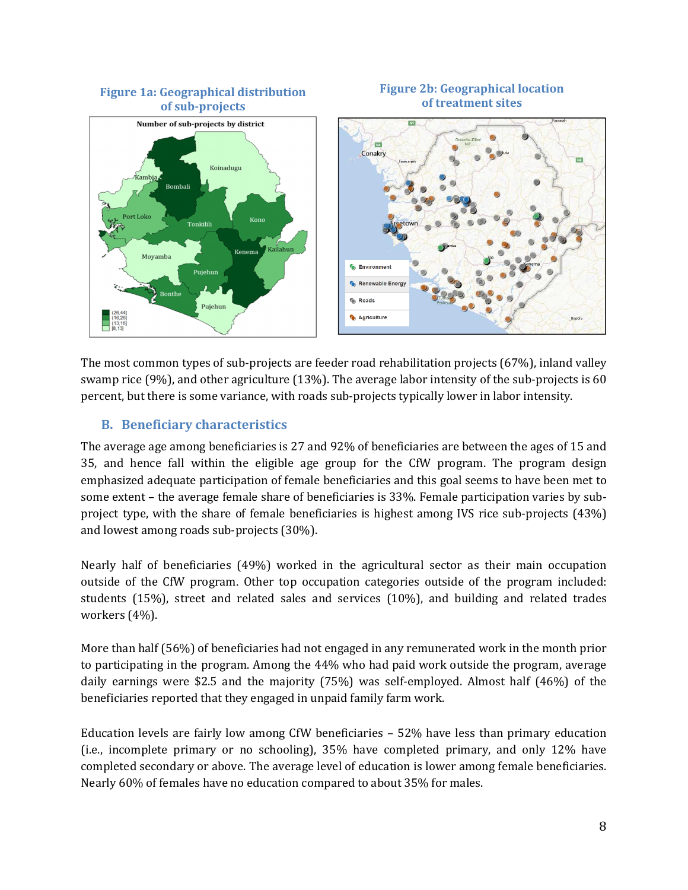**Figure 1a: Geographical distribution of sub-projects**

**Figure 2b: Geographical location of treatment sites**

The most common types of sub-projects are feeder road rehabilitation projects (67%), inland valley swamp rice (9%), and other agriculture (13%). The average labor intensity of the sub-projects is 60 percent, but there is some variance, with roads sub-projects typically lower in labor intensity.

## B. Beneficiary characteristics

The average age among beneficiaries is 27 and 92% of beneficiaries are between the ages of 15 and 35, and hence fall within the eligible age group for the CfW program. The program design emphasized adequate participation of female beneficiaries and this goal seems to have been met to some extent – the average female share of beneficiaries is 33%. Female participation varies by sub-project type, with the share of female beneficiaries is highest among IVS rice sub-projects (43%) and lowest among roads sub-projects (30%).

Nearly half of beneficiaries (49%) worked in the agricultural sector as their main occupation outside of the CfW program. Other top occupation categories outside of the program included: students (15%), street and related sales and services (10%), and building and related trades workers (4%).

More than half (56%) of beneficiaries had not engaged in any remunerated work in the month prior to participating in the program. Among the 44% who had paid work outside the program, average daily earnings were $2.5 and the majority (75%) was self-employed. Almost half (46%) of the beneficiaries reported that they engaged in unpaid family farm work.

Education levels are fairly low among CfW beneficiaries – 52% have less than primary education (i.e., incomplete primary or no schooling), 35% have completed primary, and only 12% have completed secondary or above. The average level of education is lower among female beneficiaries. Nearly 60% of females have no education compared to about 35% for males.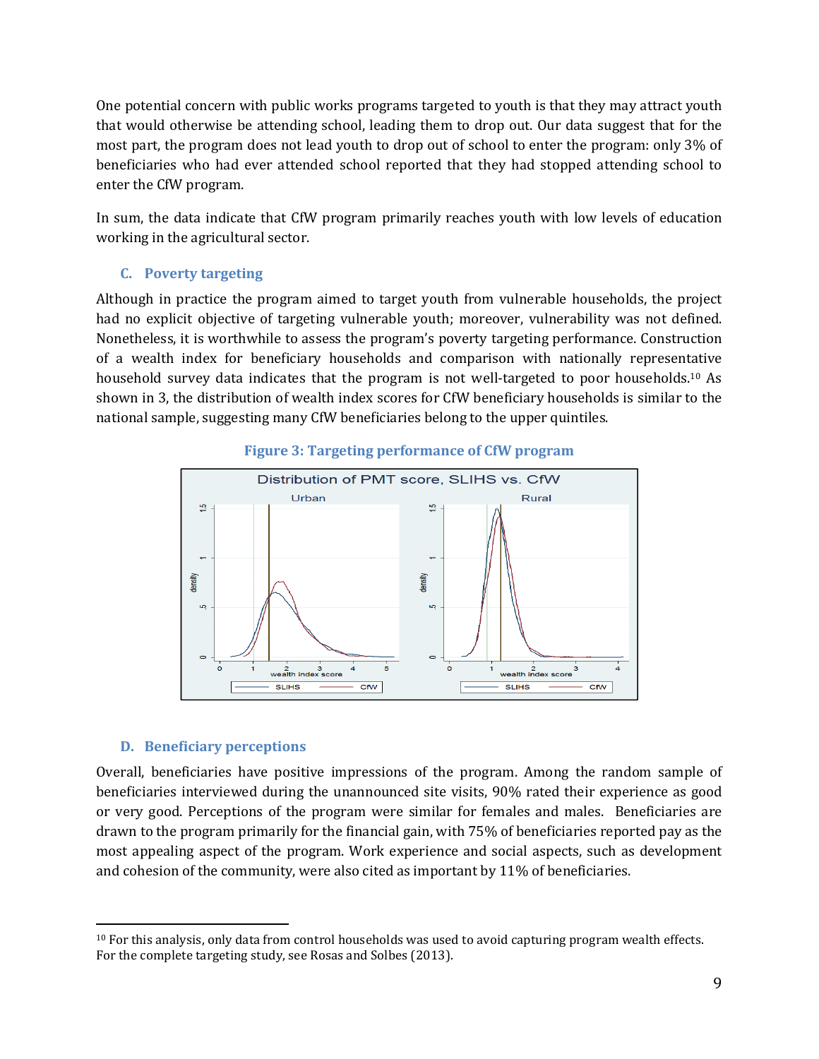One potential concern with public works programs targeted to youth is that they may attract youth that would otherwise be attending school, leading them to drop out. Our data suggest that for the most part, the program does not lead youth to drop out of school to enter the program: only 3% of beneficiaries who had ever attended school reported that they had stopped attending school to enter the CfW program.

In sum, the data indicate that CfW program primarily reaches youth with low levels of education working in the agricultural sector.

### C. Poverty targeting

Although in practice the program aimed to target youth from vulnerable households, the project had no explicit objective of targeting vulnerable youth; moreover, vulnerability was not defined. Nonetheless, it is worthwhile to assess the program's poverty targeting performance. Construction of a wealth index for beneficiary households and comparison with nationally representative household survey data indicates that the program is not well-targeted to poor households.[10] As shown in 3, the distribution of wealth index scores for CfW beneficiary households is similar to the national sample, suggesting many CfW beneficiaries belong to the upper quintiles.

**Figure 3: Targeting performance of CfW program**

### D. Beneficiary perceptions

Overall, beneficiaries have positive impressions of the program. Among the random sample of beneficiaries interviewed during the unannounced site visits, 90% rated their experience as good or very good. Perceptions of the program were similar for females and males. Beneficiaries are drawn to the program primarily for the financial gain, with 75% of beneficiaries reported pay as the most appealing aspect of the program. Work experience and social aspects, such as development and cohesion of the community, were also cited as important by 11% of beneficiaries.

---

[10] For this analysis, only data from control households was used to avoid capturing program wealth effects. For the complete targeting study, see Rosas and Solbes (2013).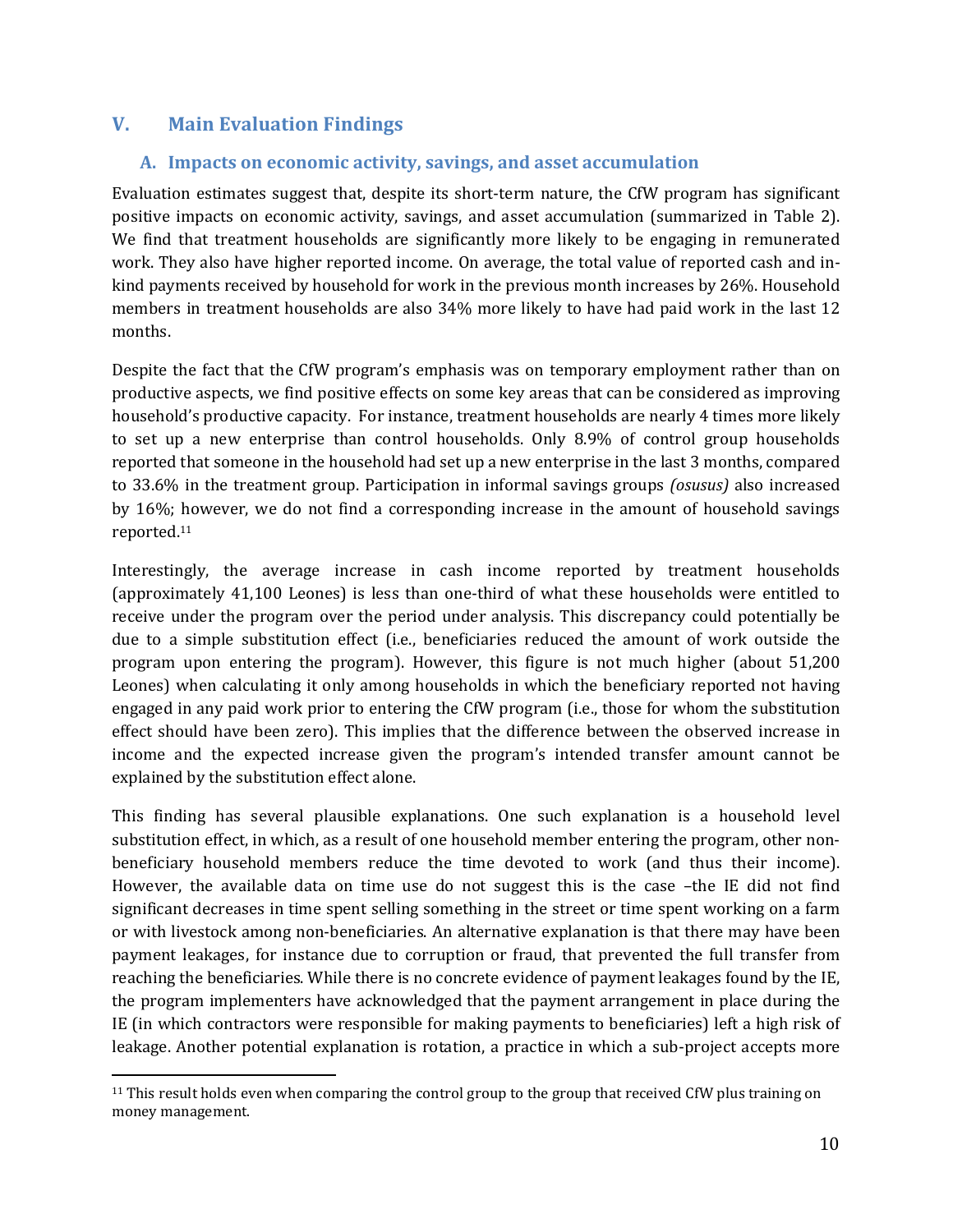## V. Main Evaluation Findings

### A. Impacts on economic activity, savings, and asset accumulation

Evaluation estimates suggest that, despite its short-term nature, the CfW program has significant positive impacts on economic activity, savings, and asset accumulation (summarized in Table 2). We find that treatment households are significantly more likely to be engaging in remunerated work. They also have higher reported income. On average, the total value of reported cash and in-kind payments received by household for work in the previous month increases by 26%. Household members in treatment households are also 34% more likely to have had paid work in the last 12 months.

Despite the fact that the CfW program's emphasis was on temporary employment rather than on productive aspects, we find positive effects on some key areas that can be considered as improving household's productive capacity. For instance, treatment households are nearly 4 times more likely to set up a new enterprise than control households. Only 8.9% of control group households reported that someone in the household had set up a new enterprise in the last 3 months, compared to 33.6% in the treatment group. Participation in informal savings groups *(osusus)* also increased by 16%; however, we do not find a corresponding increase in the amount of household savings reported.[11]

Interestingly, the average increase in cash income reported by treatment households (approximately 41,100 Leones) is less than one-third of what these households were entitled to receive under the program over the period under analysis. This discrepancy could potentially be due to a simple substitution effect (i.e., beneficiaries reduced the amount of work outside the program upon entering the program). However, this figure is not much higher (about 51,200 Leones) when calculating it only among households in which the beneficiary reported not having engaged in any paid work prior to entering the CfW program (i.e., those for whom the substitution effect should have been zero). This implies that the difference between the observed increase in income and the expected increase given the program's intended transfer amount cannot be explained by the substitution effect alone.

This finding has several plausible explanations. One such explanation is a household level substitution effect, in which, as a result of one household member entering the program, other non-beneficiary household members reduce the time devoted to work (and thus their income). However, the available data on time use do not suggest this is the case –the IE did not find significant decreases in time spent selling something in the street or time spent working on a farm or with livestock among non-beneficiaries. An alternative explanation is that there may have been payment leakages, for instance due to corruption or fraud, that prevented the full transfer from reaching the beneficiaries. While there is no concrete evidence of payment leakages found by the IE, the program implementers have acknowledged that the payment arrangement in place during the IE (in which contractors were responsible for making payments to beneficiaries) left a high risk of leakage. Another potential explanation is rotation, a practice in which a sub-project accepts more

[11] This result holds even when comparing the control group to the group that received CfW plus training on money management.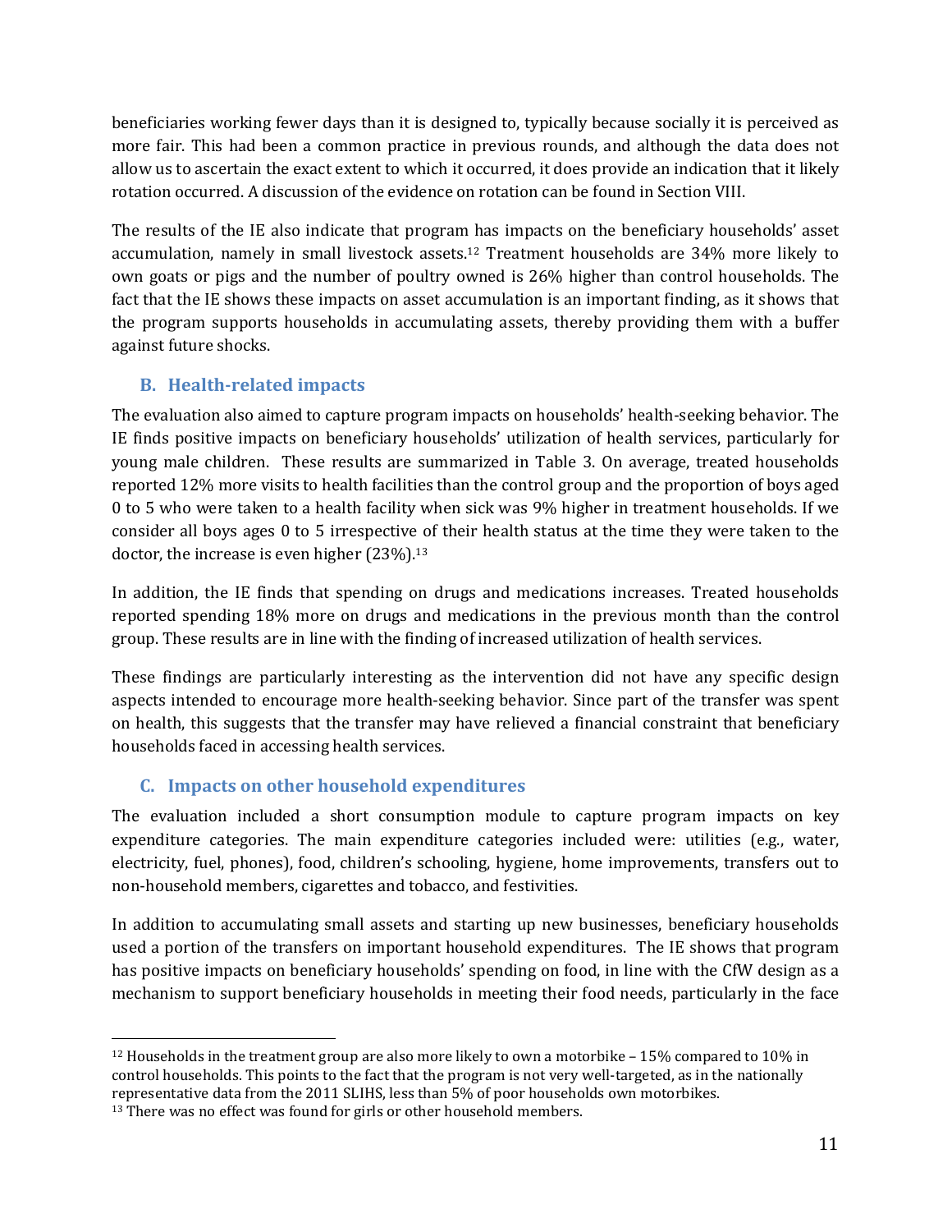beneficiaries working fewer days than it is designed to, typically because socially it is perceived as more fair. This had been a common practice in previous rounds, and although the data does not allow us to ascertain the exact extent to which it occurred, it does provide an indication that it likely rotation occurred. A discussion of the evidence on rotation can be found in Section VIII.

The results of the IE also indicate that program has impacts on the beneficiary households' asset accumulation, namely in small livestock assets.[12] Treatment households are 34% more likely to own goats or pigs and the number of poultry owned is 26% higher than control households. The fact that the IE shows these impacts on asset accumulation is an important finding, as it shows that the program supports households in accumulating assets, thereby providing them with a buffer against future shocks.

## B. Health-related impacts

The evaluation also aimed to capture program impacts on households' health-seeking behavior. The IE finds positive impacts on beneficiary households' utilization of health services, particularly for young male children. These results are summarized in Table 3. On average, treated households reported 12% more visits to health facilities than the control group and the proportion of boys aged 0 to 5 who were taken to a health facility when sick was 9% higher in treatment households. If we consider all boys ages 0 to 5 irrespective of their health status at the time they were taken to the doctor, the increase is even higher (23%).[13]

In addition, the IE finds that spending on drugs and medications increases. Treated households reported spending 18% more on drugs and medications in the previous month than the control group. These results are in line with the finding of increased utilization of health services.

These findings are particularly interesting as the intervention did not have any specific design aspects intended to encourage more health-seeking behavior. Since part of the transfer was spent on health, this suggests that the transfer may have relieved a financial constraint that beneficiary households faced in accessing health services.

## C. Impacts on other household expenditures

The evaluation included a short consumption module to capture program impacts on key expenditure categories. The main expenditure categories included were: utilities (e.g., water, electricity, fuel, phones), food, children's schooling, hygiene, home improvements, transfers out to non-household members, cigarettes and tobacco, and festivities.

In addition to accumulating small assets and starting up new businesses, beneficiary households used a portion of the transfers on important household expenditures. The IE shows that program has positive impacts on beneficiary households' spending on food, in line with the CfW design as a mechanism to support beneficiary households in meeting their food needs, particularly in the face

---

[12] Households in the treatment group are also more likely to own a motorbike – 15% compared to 10% in control households. This points to the fact that the program is not very well-targeted, as in the nationally representative data from the 2011 SLIHS, less than 5% of poor households own motorbikes.

[13] There was no effect was found for girls or other household members.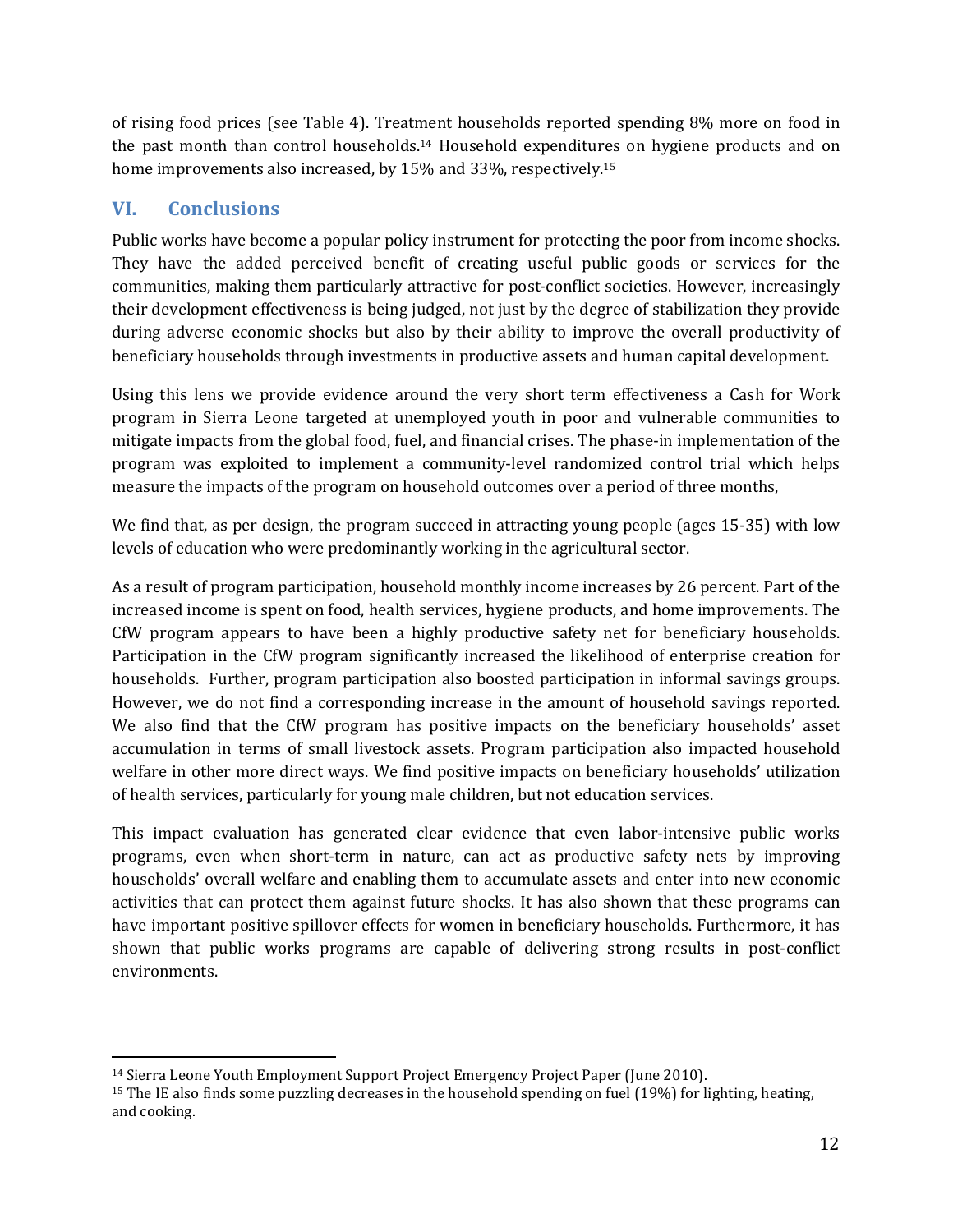of rising food prices (see Table 4). Treatment households reported spending 8% more on food in the past month than control households.[14] Household expenditures on hygiene products and on home improvements also increased, by 15% and 33%, respectively.[15]

## VI. Conclusions

Public works have become a popular policy instrument for protecting the poor from income shocks. They have the added perceived benefit of creating useful public goods or services for the communities, making them particularly attractive for post-conflict societies. However, increasingly their development effectiveness is being judged, not just by the degree of stabilization they provide during adverse economic shocks but also by their ability to improve the overall productivity of beneficiary households through investments in productive assets and human capital development.

Using this lens we provide evidence around the very short term effectiveness a Cash for Work program in Sierra Leone targeted at unemployed youth in poor and vulnerable communities to mitigate impacts from the global food, fuel, and financial crises. The phase-in implementation of the program was exploited to implement a community-level randomized control trial which helps measure the impacts of the program on household outcomes over a period of three months,

We find that, as per design, the program succeed in attracting young people (ages 15-35) with low levels of education who were predominantly working in the agricultural sector.

As a result of program participation, household monthly income increases by 26 percent. Part of the increased income is spent on food, health services, hygiene products, and home improvements. The CfW program appears to have been a highly productive safety net for beneficiary households. Participation in the CfW program significantly increased the likelihood of enterprise creation for households. Further, program participation also boosted participation in informal savings groups. However, we do not find a corresponding increase in the amount of household savings reported. We also find that the CfW program has positive impacts on the beneficiary households' asset accumulation in terms of small livestock assets. Program participation also impacted household welfare in other more direct ways. We find positive impacts on beneficiary households' utilization of health services, particularly for young male children, but not education services.

This impact evaluation has generated clear evidence that even labor-intensive public works programs, even when short-term in nature, can act as productive safety nets by improving households' overall welfare and enabling them to accumulate assets and enter into new economic activities that can protect them against future shocks. It has also shown that these programs can have important positive spillover effects for women in beneficiary households. Furthermore, it has shown that public works programs are capable of delivering strong results in post-conflict environments.

---

[14] Sierra Leone Youth Employment Support Project Emergency Project Paper (June 2010).

[15] The IE also finds some puzzling decreases in the household spending on fuel (19%) for lighting, heating, and cooking.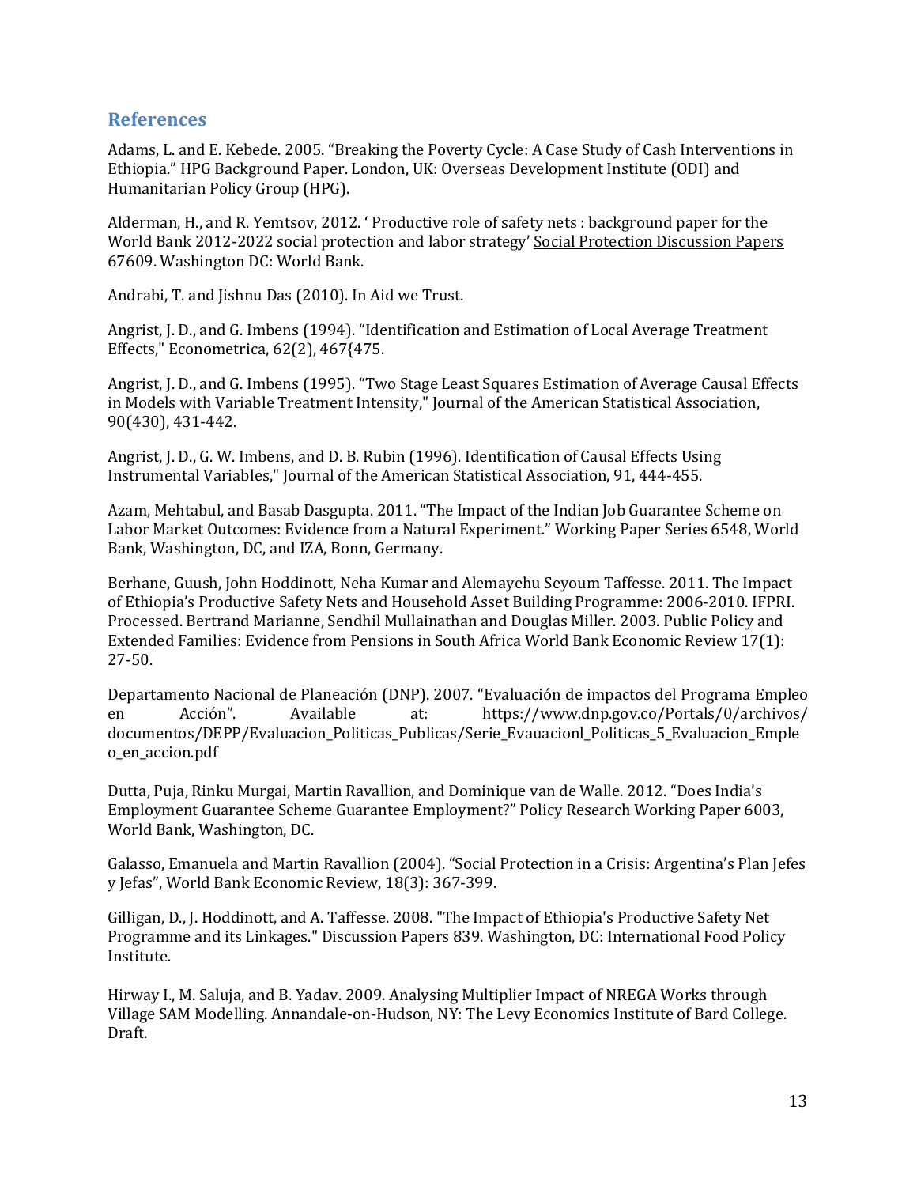## References

Adams, L. and E. Kebede. 2005. "Breaking the Poverty Cycle: A Case Study of Cash Interventions in Ethiopia." HPG Background Paper. London, UK: Overseas Development Institute (ODI) and Humanitarian Policy Group (HPG).

Alderman, H., and R. Yemtsov, 2012. ' Productive role of safety nets : background paper for the World Bank 2012-2022 social protection and labor strategy' Social Protection Discussion Papers 67609. Washington DC: World Bank.

Andrabi, T. and Jishnu Das (2010). In Aid we Trust.

Angrist, J. D., and G. Imbens (1994). "Identification and Estimation of Local Average Treatment Effects," Econometrica, 62(2), 467{475.

Angrist, J. D., and G. Imbens (1995). "Two Stage Least Squares Estimation of Average Causal Effects in Models with Variable Treatment Intensity," Journal of the American Statistical Association, 90(430), 431-442.

Angrist, J. D., G. W. Imbens, and D. B. Rubin (1996). Identification of Causal Effects Using Instrumental Variables," Journal of the American Statistical Association, 91, 444-455.

Azam, Mehtabul, and Basab Dasgupta. 2011. "The Impact of the Indian Job Guarantee Scheme on Labor Market Outcomes: Evidence from a Natural Experiment." Working Paper Series 6548, World Bank, Washington, DC, and IZA, Bonn, Germany.

Berhane, Guush, John Hoddinott, Neha Kumar and Alemayehu Seyoum Taffesse. 2011. The Impact of Ethiopia's Productive Safety Nets and Household Asset Building Programme: 2006-2010. IFPRI. Processed. Bertrand Marianne, Sendhil Mullainathan and Douglas Miller. 2003. Public Policy and Extended Families: Evidence from Pensions in South Africa World Bank Economic Review 17(1): 27-50.

Departamento Nacional de Planeación (DNP). 2007. "Evaluación de impactos del Programa Empleo en Acción". Available at: https://www.dnp.gov.co/Portals/0/archivos/documentos/DEPP/Evaluacion_Politicas_Publicas/Serie_Evauacionl_Politicas_5_Evaluacion_Empleo_en_accion.pdf

Dutta, Puja, Rinku Murgai, Martin Ravallion, and Dominique van de Walle. 2012. "Does India's Employment Guarantee Scheme Guarantee Employment?" Policy Research Working Paper 6003, World Bank, Washington, DC.

Galasso, Emanuela and Martin Ravallion (2004). "Social Protection in a Crisis: Argentina's Plan Jefes y Jefas", World Bank Economic Review, 18(3): 367-399.

Gilligan, D., J. Hoddinott, and A. Taffesse. 2008. "The Impact of Ethiopia's Productive Safety Net Programme and its Linkages." Discussion Papers 839. Washington, DC: International Food Policy Institute.

Hirway I., M. Saluja, and B. Yadav. 2009. Analysing Multiplier Impact of NREGA Works through Village SAM Modelling. Annandale-on-Hudson, NY: The Levy Economics Institute of Bard College. Draft.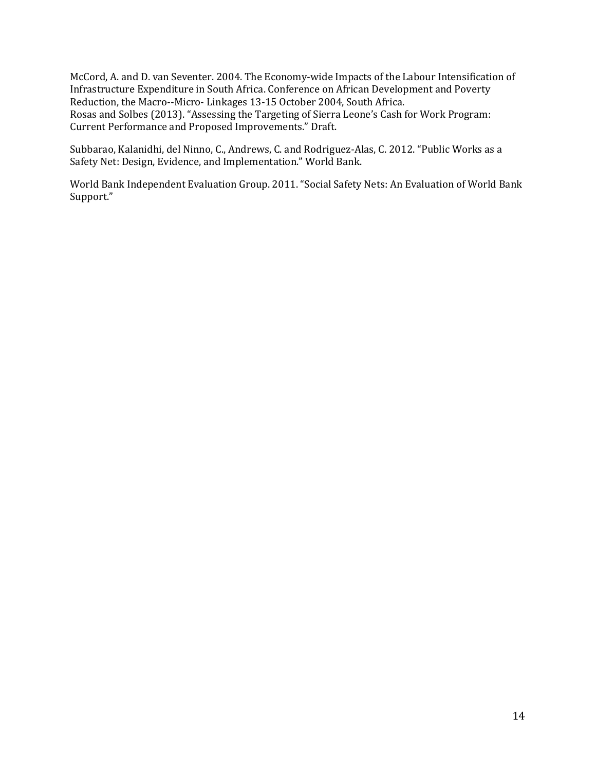McCord, A. and D. van Seventer. 2004. The Economy-wide Impacts of the Labour Intensification of Infrastructure Expenditure in South Africa. Conference on African Development and Poverty Reduction, the Macro--Micro- Linkages 13-15 October 2004, South Africa.
Rosas and Solbes (2013). "Assessing the Targeting of Sierra Leone's Cash for Work Program: Current Performance and Proposed Improvements." Draft.

Subbarao, Kalanidhi, del Ninno, C., Andrews, C. and Rodriguez-Alas, C. 2012. "Public Works as a Safety Net: Design, Evidence, and Implementation." World Bank.

World Bank Independent Evaluation Group. 2011. "Social Safety Nets: An Evaluation of World Bank Support."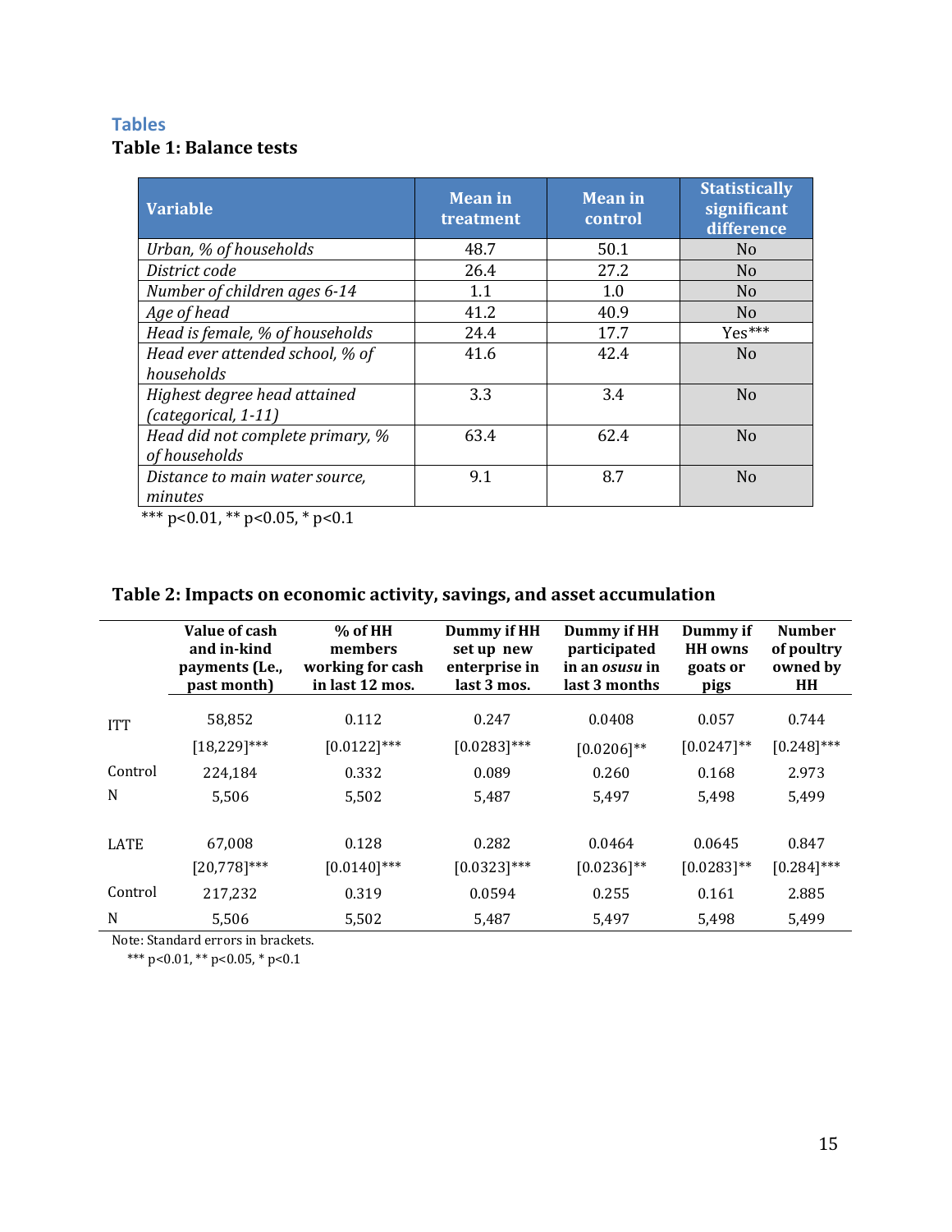## Tables

### Table 1: Balance tests

| Variable | Mean in treatment | Mean in control | Statistically significant difference |
|---|---|---|---|
| *Urban, % of households* | 48.7 | 50.1 | No |
| *District code* | 26.4 | 27.2 | No |
| *Number of children ages 6-14* | 1.1 | 1.0 | No |
| *Age of head* | 41.2 | 40.9 | No |
| *Head is female, % of households* | 24.4 | 17.7 | Yes*** |
| *Head ever attended school, % of households* | 41.6 | 42.4 | No |
| *Highest degree head attained (categorical, 1-11)* | 3.3 | 3.4 | No |
| *Head did not complete primary, % of households* | 63.4 | 62.4 | No |
| *Distance to main water source, minutes* | 9.1 | 8.7 | No |

*** p<0.01, ** p<0.05, * p<0.1

### Table 2: Impacts on economic activity, savings, and asset accumulation

| | Value of cash and in-kind payments (Le., past month) | % of HH members working for cash in last 12 mos. | Dummy if HH set up new enterprise in last 3 mos. | Dummy if HH participated in an *osusu* in last 3 months | Dummy if HH owns goats or pigs | Number of poultry owned by HH |
|---|---|---|---|---|---|---|
| ITT | 58,852 | 0.112 | 0.247 | 0.0408 | 0.057 | 0.744 |
| | [18,229]*** | [0.0122]*** | [0.0283]*** | [0.0206]** | [0.0247]** | [0.248]*** |
| Control | 224,184 | 0.332 | 0.089 | 0.260 | 0.168 | 2.973 |
| N | 5,506 | 5,502 | 5,487 | 5,497 | 5,498 | 5,499 |
| | | | | | | |
| LATE | 67,008 | 0.128 | 0.282 | 0.0464 | 0.0645 | 0.847 |
| | [20,778]*** | [0.0140]*** | [0.0323]*** | [0.0236]** | [0.0283]** | [0.284]*** |
| Control | 217,232 | 0.319 | 0.0594 | 0.255 | 0.161 | 2.885 |
| N | 5,506 | 5,502 | 5,487 | 5,497 | 5,498 | 5,499 |

Note: Standard errors in brackets.
*** p<0.01, ** p<0.05, * p<0.1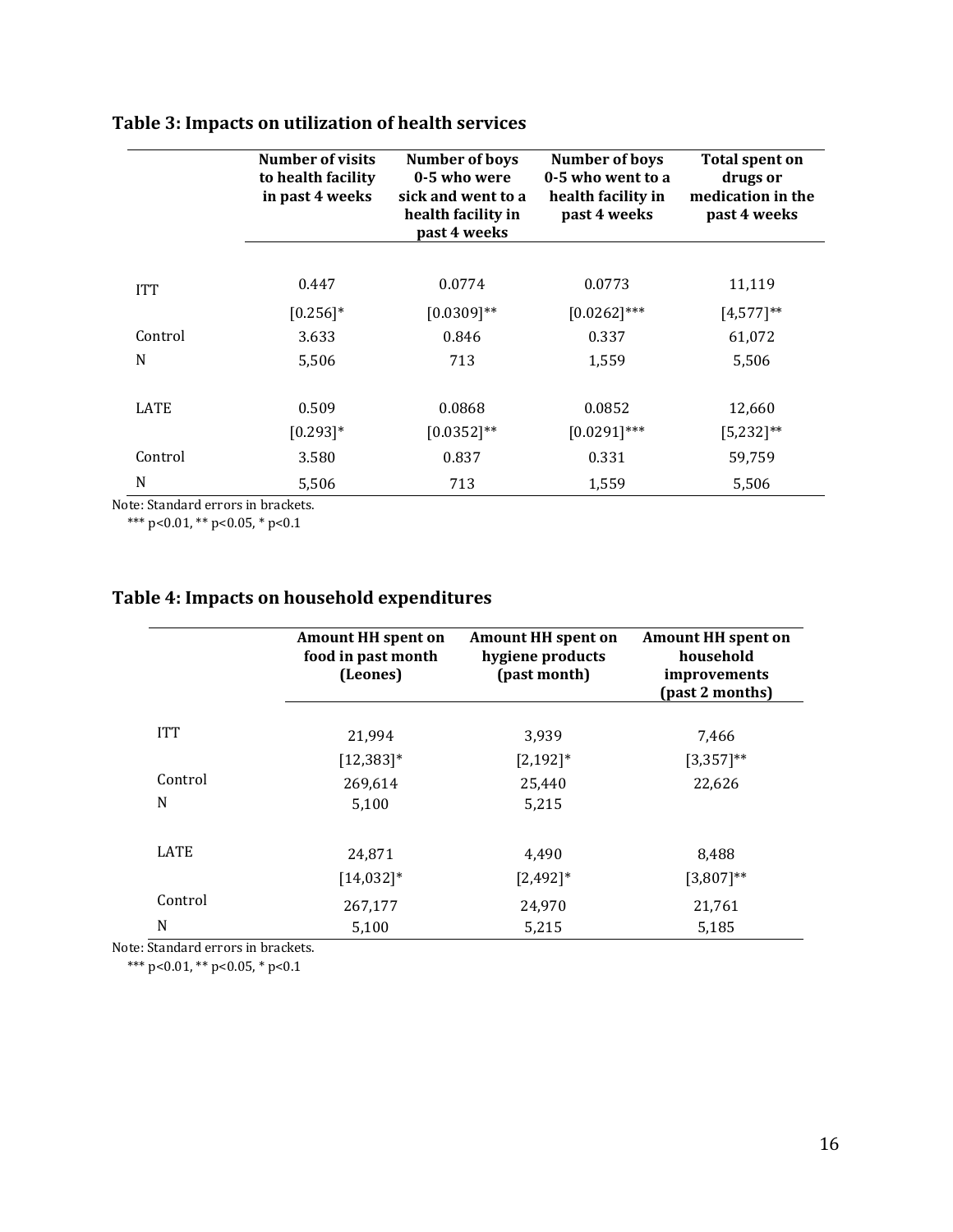## Table 3: Impacts on utilization of health services

| | Number of visits to health facility in past 4 weeks | Number of boys 0-5 who were sick and went to a health facility in past 4 weeks | Number of boys 0-5 who went to a health facility in past 4 weeks | Total spent on drugs or medication in the past 4 weeks |
|---|---|---|---|---|
| ITT | 0.447 | 0.0774 | 0.0773 | 11,119 |
| | [0.256]* | [0.0309]** | [0.0262]*** | [4,577]** |
| Control | 3.633 | 0.846 | 0.337 | 61,072 |
| N | 5,506 | 713 | 1,559 | 5,506 |
| | | | | |
| LATE | 0.509 | 0.0868 | 0.0852 | 12,660 |
| | [0.293]* | [0.0352]** | [0.0291]*** | [5,232]** |
| Control | 3.580 | 0.837 | 0.331 | 59,759 |
| N | 5,506 | 713 | 1,559 | 5,506 |

Note: Standard errors in brackets.
*** p<0.01, ** p<0.05, * p<0.1

## Table 4: Impacts on household expenditures

| | Amount HH spent on food in past month (Leones) | Amount HH spent on hygiene products (past month) | Amount HH spent on household improvements (past 2 months) |
|---|---|---|---|
| ITT | 21,994 | 3,939 | 7,466 |
| | [12,383]* | [2,192]* | [3,357]** |
| Control | 269,614 | 25,440 | 22,626 |
| N | 5,100 | 5,215 | |
| | | | |
| LATE | 24,871 | 4,490 | 8,488 |
| | [14,032]* | [2,492]* | [3,807]** |
| Control | 267,177 | 24,970 | 21,761 |
| N | 5,100 | 5,215 | 5,185 |

Note: Standard errors in brackets.
*** p<0.01, ** p<0.05, * p<0.1